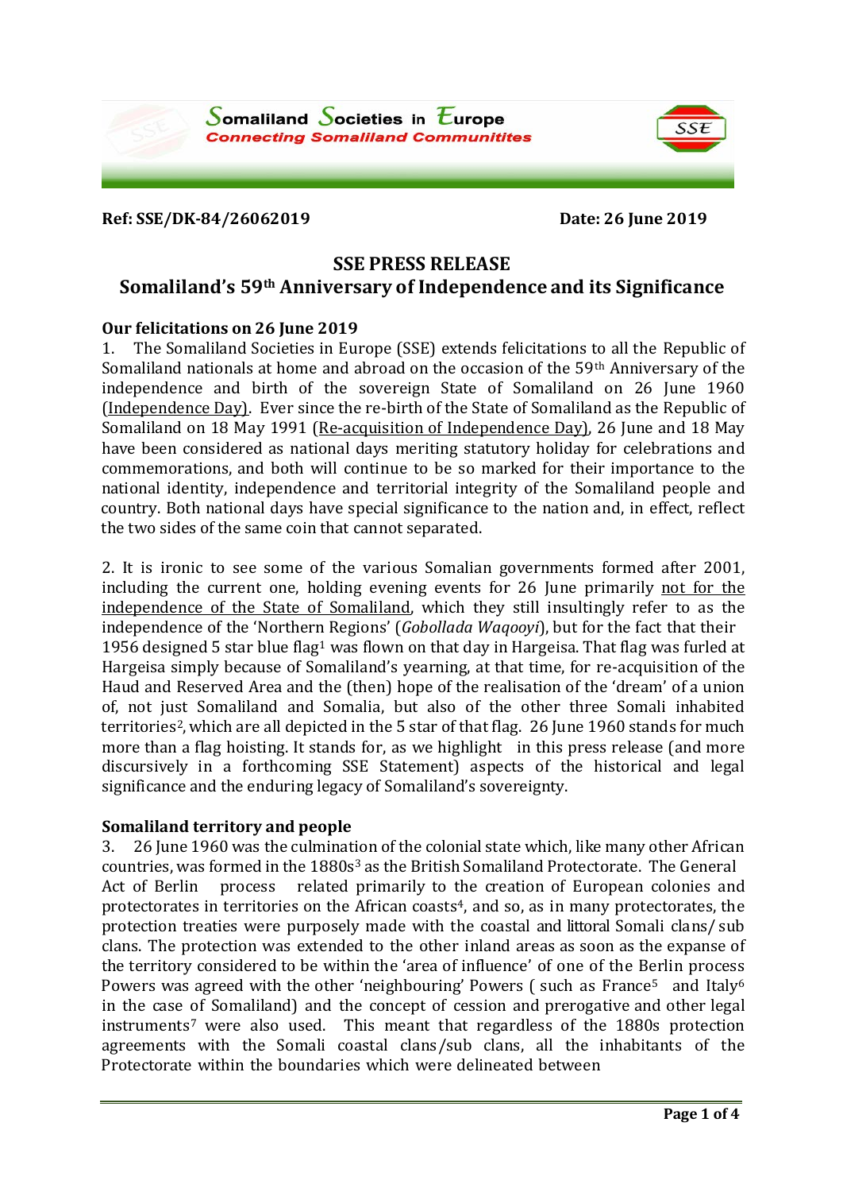Somaliland Societies in Europe
*Connecting Somaliland Communitites*

**Ref: SSE/DK-84/26062019** **Date: 26 June 2019**

# SSE PRESS RELEASE

## Somaliland's 59th Anniversary of Independence and its Significance

### Our felicitations on 26 June 2019

1. The Somaliland Societies in Europe (SSE) extends felicitations to all the Republic of Somaliland nationals at home and abroad on the occasion of the 59th Anniversary of the independence and birth of the sovereign State of Somaliland on 26 June 1960 (Independence Day). Ever since the re-birth of the State of Somaliland as the Republic of Somaliland on 18 May 1991 (Re-acquisition of Independence Day), 26 June and 18 May have been considered as national days meriting statutory holiday for celebrations and commemorations, and both will continue to be so marked for their importance to the national identity, independence and territorial integrity of the Somaliland people and country. Both national days have special significance to the nation and, in effect, reflect the two sides of the same coin that cannot separated.

2. It is ironic to see some of the various Somalian governments formed after 2001, including the current one, holding evening events for 26 June primarily not for the independence of the State of Somaliland, which they still insultingly refer to as the independence of the 'Northern Regions' (*Gobollada Waqooyi*), but for the fact that their 1956 designed 5 star blue flag[1] was flown on that day in Hargeisa. That flag was furled at Hargeisa simply because of Somaliland's yearning, at that time, for re-acquisition of the Haud and Reserved Area and the (then) hope of the realisation of the 'dream' of a union of, not just Somaliland and Somalia, but also of the other three Somali inhabited territories[2], which are all depicted in the 5 star of that flag. 26 June 1960 stands for much more than a flag hoisting. It stands for, as we highlight in this press release (and more discursively in a forthcoming SSE Statement) aspects of the historical and legal significance and the enduring legacy of Somaliland's sovereignty.

### Somaliland territory and people

3. 26 June 1960 was the culmination of the colonial state which, like many other African countries, was formed in the 1880s[3] as the British Somaliland Protectorate. The General Act of Berlin process related primarily to the creation of European colonies and protectorates in territories on the African coasts[4], and so, as in many protectorates, the protection treaties were purposely made with the coastal and littoral Somali clans/ sub clans. The protection was extended to the other inland areas as soon as the expanse of the territory considered to be within the 'area of influence' of one of the Berlin process Powers was agreed with the other 'neighbouring' Powers ( such as France[5] and Italy[6] in the case of Somaliland) and the concept of cession and prerogative and other legal instruments[7] were also used. This meant that regardless of the 1880s protection agreements with the Somali coastal clans/sub clans, all the inhabitants of the Protectorate within the boundaries which were delineated between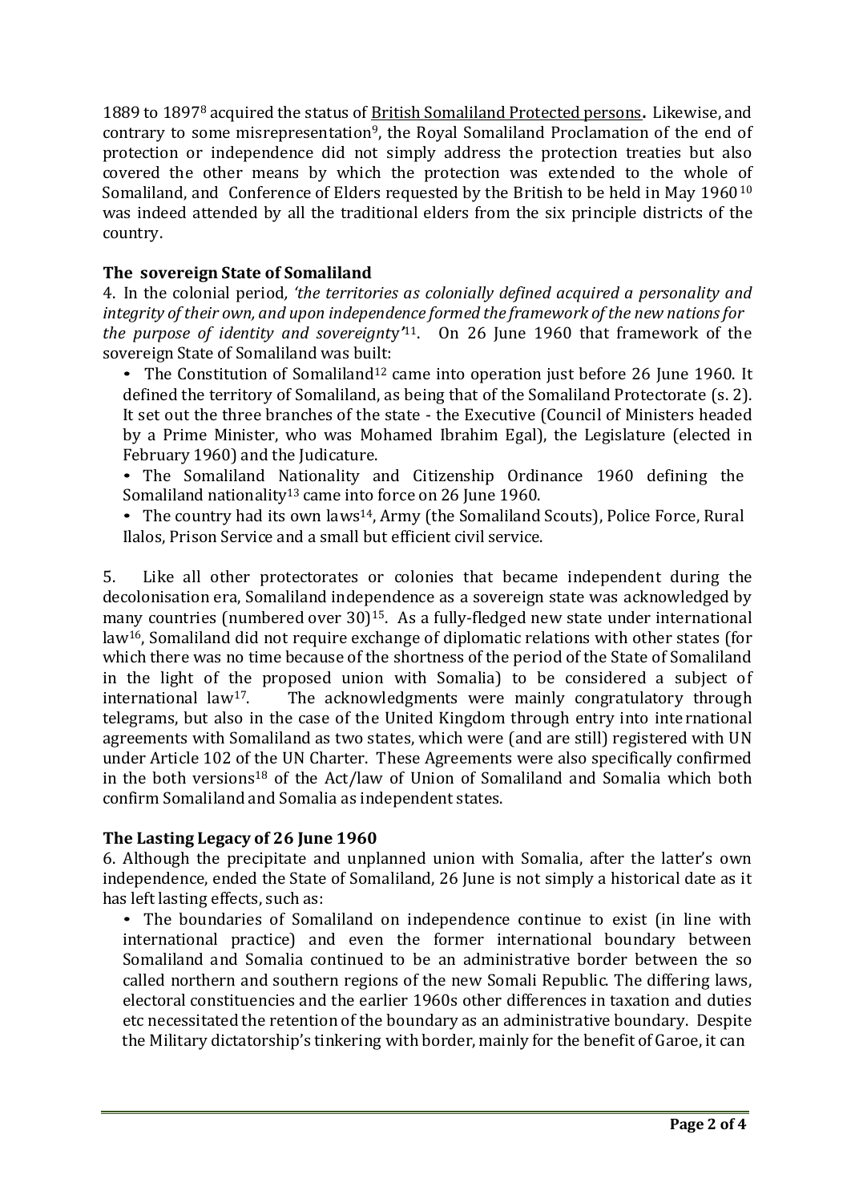1889 to 1897[8] acquired the status of British Somaliland Protected persons**.** Likewise, and contrary to some misrepresentation[9], the Royal Somaliland Proclamation of the end of protection or independence did not simply address the protection treaties but also covered the other means by which the protection was extended to the whole of Somaliland, and Conference of Elders requested by the British to be held in May 1960[10] was indeed attended by all the traditional elders from the six principle districts of the country.

**The sovereign State of Somaliland**

4. In the colonial period, *'the territories as colonially defined acquired a personality and integrity of their own, and upon independence formed the framework of the new nations for the purpose of identity and sovereignty'*[11]. On 26 June 1960 that framework of the sovereign State of Somaliland was built:

- The Constitution of Somaliland[12] came into operation just before 26 June 1960. It defined the territory of Somaliland, as being that of the Somaliland Protectorate (s. 2). It set out the three branches of the state - the Executive (Council of Ministers headed by a Prime Minister, who was Mohamed Ibrahim Egal), the Legislature (elected in February 1960) and the Judicature.
- The Somaliland Nationality and Citizenship Ordinance 1960 defining the Somaliland nationality[13] came into force on 26 June 1960.
- The country had its own laws[14], Army (the Somaliland Scouts), Police Force, Rural Ilalos, Prison Service and a small but efficient civil service.

5. Like all other protectorates or colonies that became independent during the decolonisation era, Somaliland independence as a sovereign state was acknowledged by many countries (numbered over 30)[15]. As a fully-fledged new state under international law[16], Somaliland did not require exchange of diplomatic relations with other states (for which there was no time because of the shortness of the period of the State of Somaliland in the light of the proposed union with Somalia) to be considered a subject of international law[17]. The acknowledgments were mainly congratulatory through telegrams, but also in the case of the United Kingdom through entry into international agreements with Somaliland as two states, which were (and are still) registered with UN under Article 102 of the UN Charter. These Agreements were also specifically confirmed in the both versions[18] of the Act/law of Union of Somaliland and Somalia which both confirm Somaliland and Somalia as independent states.

**The Lasting Legacy of 26 June 1960**

6. Although the precipitate and unplanned union with Somalia, after the latter's own independence, ended the State of Somaliland, 26 June is not simply a historical date as it has left lasting effects, such as:

- The boundaries of Somaliland on independence continue to exist (in line with international practice) and even the former international boundary between Somaliland and Somalia continued to be an administrative border between the so called northern and southern regions of the new Somali Republic. The differing laws, electoral constituencies and the earlier 1960s other differences in taxation and duties etc necessitated the retention of the boundary as an administrative boundary. Despite the Military dictatorship's tinkering with border, mainly for the benefit of Garoe, it can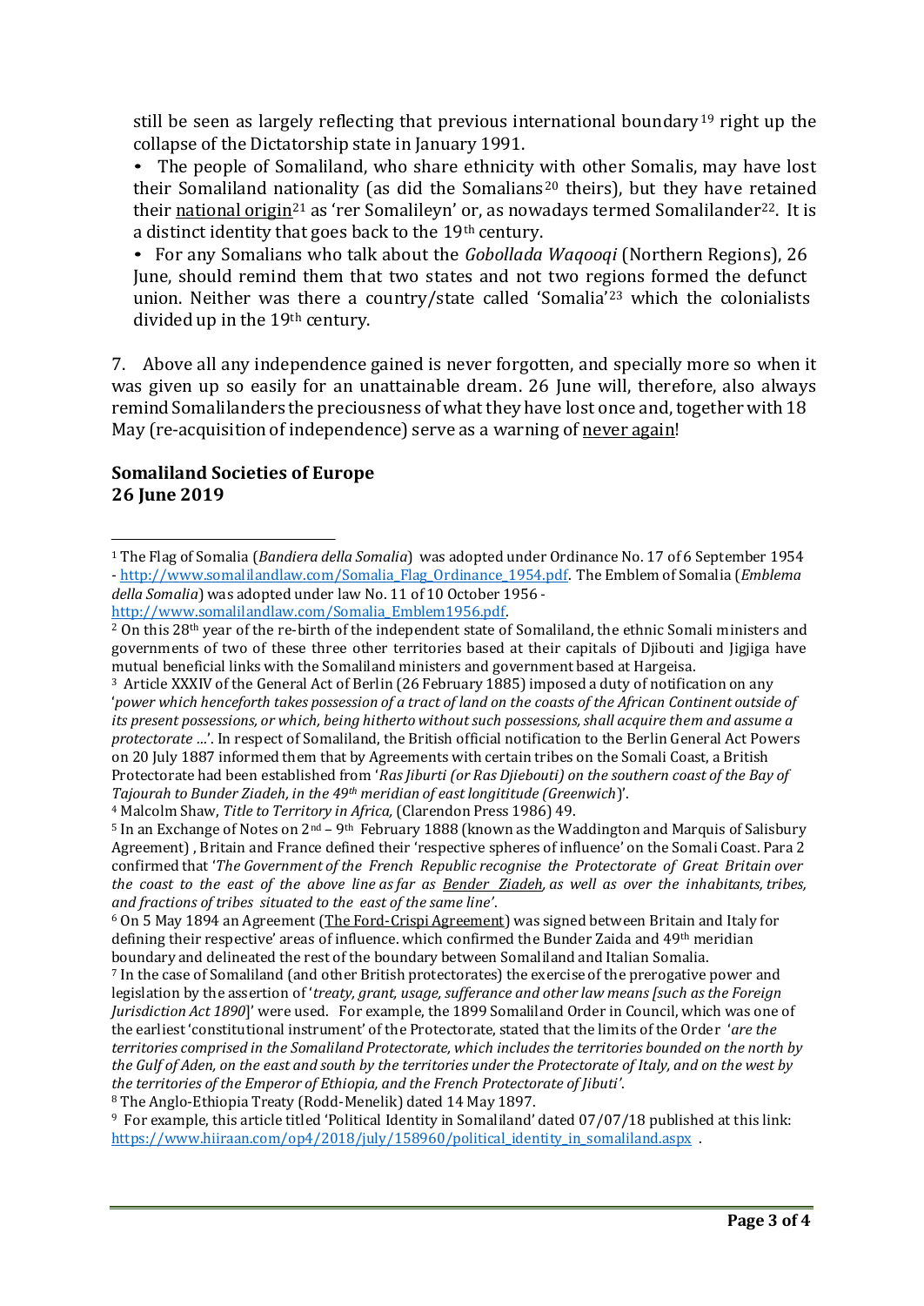still be seen as largely reflecting that previous international boundary[19] right up the collapse of the Dictatorship state in January 1991.

- The people of Somaliland, who share ethnicity with other Somalis, may have lost their Somaliland nationality (as did the Somalians[20] theirs), but they have retained their national origin[21] as 'rer Somalileyn' or, as nowadays termed Somalilander[22]. It is a distinct identity that goes back to the 19th century.
- For any Somalians who talk about the *Gobollada Waqooqi* (Northern Regions), 26 June, should remind them that two states and not two regions formed the defunct union. Neither was there a country/state called 'Somalia'[23] which the colonialists divided up in the 19th century.

7. Above all any independence gained is never forgotten, and specially more so when it was given up so easily for an unattainable dream. 26 June will, therefore, also always remind Somalilanders the preciousness of what they have lost once and, together with 18 May (re-acquisition of independence) serve as a warning of never again!

**Somaliland Societies of Europe**
**26 June 2019**

---

[1] The Flag of Somalia (*Bandiera della Somalia*) was adopted under Ordinance No. 17 of 6 September 1954 - http://www.somalilandlaw.com/Somalia_Flag_Ordinance_1954.pdf. The Emblem of Somalia (*Emblema della Somalia*) was adopted under law No. 11 of 10 October 1956 - http://www.somalilandlaw.com/Somalia_Emblem1956.pdf.

[2] On this 28th year of the re-birth of the independent state of Somaliland, the ethnic Somali ministers and governments of two of these three other territories based at their capitals of Djibouti and Jigjiga have mutual beneficial links with the Somaliland ministers and government based at Hargeisa.

[3] Article XXXIV of the General Act of Berlin (26 February 1885) imposed a duty of notification on any '*power which henceforth takes possession of a tract of land on the coasts of the African Continent outside of its present possessions, or which, being hitherto without such possessions, shall acquire them and assume a protectorate …*'. In respect of Somaliland, the British official notification to the Berlin General Act Powers on 20 July 1887 informed them that by Agreements with certain tribes on the Somali Coast, a British Protectorate had been established from '*Ras Jiburti (or Ras Djiebouti) on the southern coast of the Bay of Tajourah to Bunder Ziadeh, in the 49th meridian of east longititude (Greenwich*)'.

[4] Malcolm Shaw, *Title to Territory in Africa*, (Clarendon Press 1986) 49.

[5] In an Exchange of Notes on 2nd – 9th February 1888 (known as the Waddington and Marquis of Salisbury Agreement) , Britain and France defined their 'respective spheres of influence' on the Somali Coast. Para 2 confirmed that '*The Government of the French Republic recognise the Protectorate of Great Britain over the coast to the east of the above line as far as Bender Ziadeh, as well as over the inhabitants, tribes, and fractions of tribes situated to the east of the same line'*.

[6] On 5 May 1894 an Agreement (The Ford-Crispi Agreement) was signed between Britain and Italy for defining their respective' areas of influence. which confirmed the Bunder Zaida and 49th meridian boundary and delineated the rest of the boundary between Somaliland and Italian Somalia.

[7] In the case of Somaliland (and other British protectorates) the exercise of the prerogative power and legislation by the assertion of '*treaty, grant, usage, sufferance and other law means [such as the Foreign Jurisdiction Act 1890*]' were used. For example, the 1899 Somaliland Order in Council, which was one of the earliest 'constitutional instrument' of the Protectorate, stated that the limits of the Order '*are the territories comprised in the Somaliland Protectorate, which includes the territories bounded on the north by the Gulf of Aden, on the east and south by the territories under the Protectorate of Italy, and on the west by the territories of the Emperor of Ethiopia, and the French Protectorate of Jibuti'*.

[8] The Anglo-Ethiopia Treaty (Rodd-Menelik) dated 14 May 1897.

[9] For example, this article titled 'Political Identity in Somaliland' dated 07/07/18 published at this link: https://www.hiiraan.com/op4/2018/july/158960/political_identity_in_somaliland.aspx .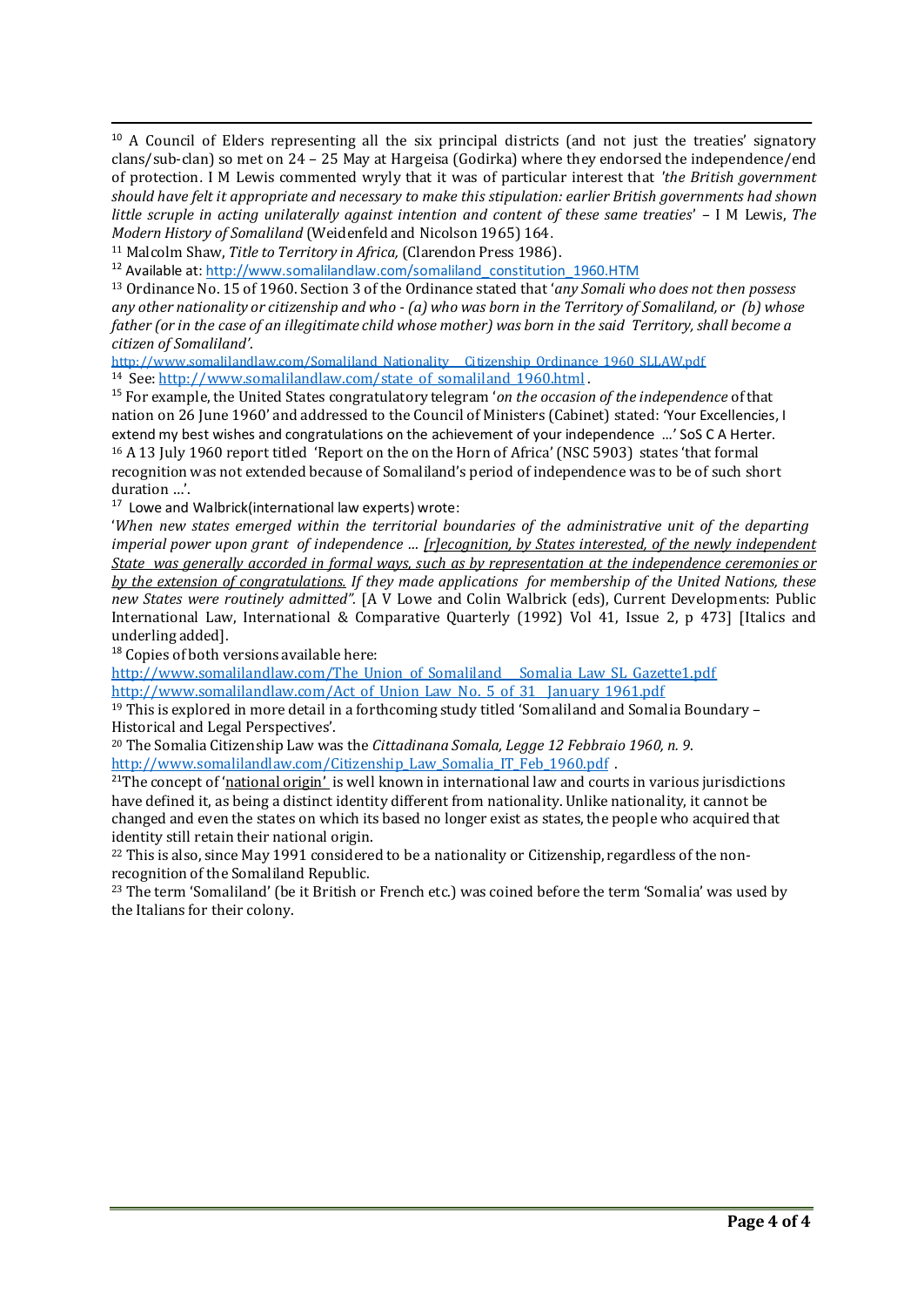---

[10] A Council of Elders representing all the six principal districts (and not just the treaties' signatory clans/sub-clan) so met on 24 – 25 May at Hargeisa (Godirka) where they endorsed the independence/end of protection. I M Lewis commented wryly that it was of particular interest that *'the British government should have felt it appropriate and necessary to make this stipulation: earlier British governments had shown little scruple in acting unilaterally against intention and content of these same treaties*' – I M Lewis, *The Modern History of Somaliland* (Weidenfeld and Nicolson 1965) 164.

[11] Malcolm Shaw, *Title to Territory in Africa,* (Clarendon Press 1986).

[12] Available at: http://www.somalilandlaw.com/somaliland_constitution_1960.HTM

[13] Ordinance No. 15 of 1960. Section 3 of the Ordinance stated that '*any Somali who does not then possess any other nationality or citizenship and who - (a) who was born in the Territory of Somaliland, or (b) whose father (or in the case of an illegitimate child whose mother) was born in the said Territory, shall become a citizen of Somaliland'*.
http://www.somalilandlaw.com/Somaliland_Nationality__Citizenship_Ordinance_1960_SLLAW.pdf

[14] See: http://www.somalilandlaw.com/state_of_somaliland_1960.html.

[15] For example, the United States congratulatory telegram '*on the occasion of the independence* of that nation on 26 June 1960' and addressed to the Council of Ministers (Cabinet) stated: 'Your Excellencies, I extend my best wishes and congratulations on the achievement of your independence ...' SoS C A Herter.

[16] A 13 July 1960 report titled 'Report on the on the Horn of Africa' (NSC 5903) states 'that formal recognition was not extended because of Somaliland's period of independence was to be of such short duration ...'.

[17] Lowe and Walbrick(international law experts) wrote:
'*When new states emerged within the territorial boundaries of the administrative unit of the departing imperial power upon grant of independence ... [r]ecognition, by States interested, of the newly independent State was generally accorded in formal ways, such as by representation at the independence ceremonies or by the extension of congratulations. If they made applications for membership of the United Nations, these new States were routinely admitted".* [A V Lowe and Colin Walbrick (eds), Current Developments: Public International Law, International & Comparative Quarterly (1992) Vol 41, Issue 2, p 473] [Italics and underling added].

[18] Copies of both versions available here:
http://www.somalilandlaw.com/The_Union_of_Somaliland__Somalia_Law_SL_Gazette1.pdf
http://www.somalilandlaw.com/Act_of_Union_Law_No._5_of_31__January_1961.pdf

[19] This is explored in more detail in a forthcoming study titled 'Somaliland and Somalia Boundary – Historical and Legal Perspectives'.

[20] The Somalia Citizenship Law was the *Cittadinana Somala, Legge 12 Febbraio 1960, n. 9*.
http://www.somalilandlaw.com/Citizenship_Law_Somalia_IT_Feb_1960.pdf.

[21] The concept of 'national origin' is well known in international law and courts in various jurisdictions have defined it, as being a distinct identity different from nationality. Unlike nationality, it cannot be changed and even the states on which its based no longer exist as states, the people who acquired that identity still retain their national origin.

[22] This is also, since May 1991 considered to be a nationality or Citizenship, regardless of the non-recognition of the Somaliland Republic.

[23] The term 'Somaliland' (be it British or French etc.) was coined before the term 'Somalia' was used by the Italians for their colony.